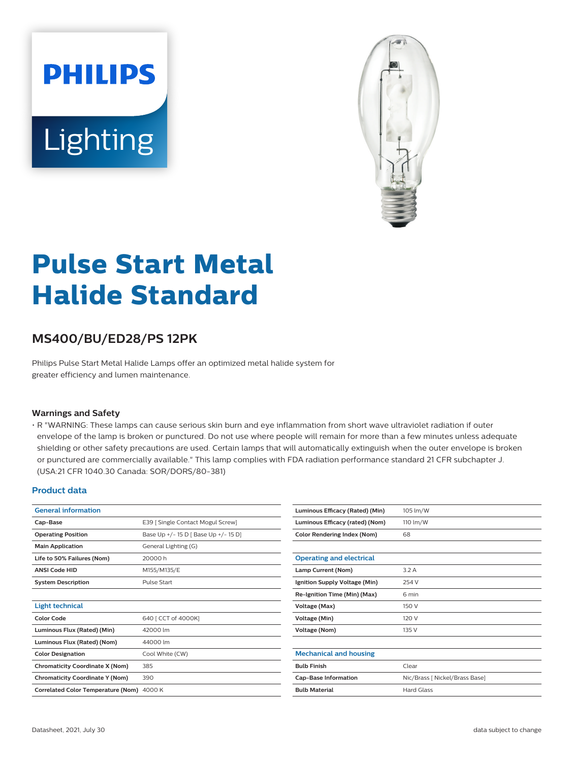PHILIPS

Lighting

# Pulse Start Metal Halide Standard

## MS400/BU/ED28/PS 12PK

Philips Pulse Start Metal Halide Lamps offer an optimized metal halide system for greater efficiency and lumen maintenance.

### Warnings and Safety

- R "WARNING: These lamps can cause serious skin burn and eye inflammation from short wave ultraviolet radiation if outer envelope of the lamp is broken or punctured. Do not use where people will remain for more than a few minutes unless adequate shielding or other safety precautions are used. Certain lamps that will automatically extinguish when the outer envelope is broken or punctured are commercially available." This lamp complies with FDA radiation performance standard 21 CFR subchapter J. (USA:21 CFR 1040.30 Canada: SOR/DORS/80-381)

### Product data

| General information | |
|---|---|
| **Cap-Base** | E39 [ Single Contact Mogul Screw] |
| **Operating Position** | Base Up +/- 15 D [ Base Up +/- 15 D] |
| **Main Application** | General Lighting (G) |
| **Life to 50% Failures (Nom)** | 20000 h |
| **ANSI Code HID** | M155/M135/E |
| **System Description** | Pulse Start |

| Light technical | |
|---|---|
| **Color Code** | 640 [ CCT of 4000K] |
| **Luminous Flux (Rated) (Min)** | 42000 lm |
| **Luminous Flux (Rated) (Nom)** | 44000 lm |
| **Color Designation** | Cool White (CW) |
| **Chromaticity Coordinate X (Nom)** | 385 |
| **Chromaticity Coordinate Y (Nom)** | 390 |
| **Correlated Color Temperature (Nom)** | 4000 K |
| **Luminous Efficacy (Rated) (Min)** | 105 lm/W |
| **Luminous Efficacy (rated) (Nom)** | 110 lm/W |
| **Color Rendering Index (Nom)** | 68 |

| Operating and electrical | |
|---|---|
| **Lamp Current (Nom)** | 3.2 A |
| **Ignition Supply Voltage (Min)** | 254 V |
| **Re-Ignition Time (Min) (Max)** | 6 min |
| **Voltage (Max)** | 150 V |
| **Voltage (Min)** | 120 V |
| **Voltage (Nom)** | 135 V |

| Mechanical and housing | |
|---|---|
| **Bulb Finish** | Clear |
| **Cap-Base Information** | Nic/Brass [ Nickel/Brass Base] |
| **Bulb Material** | Hard Glass |

Datasheet, 2021, July 30 data subject to change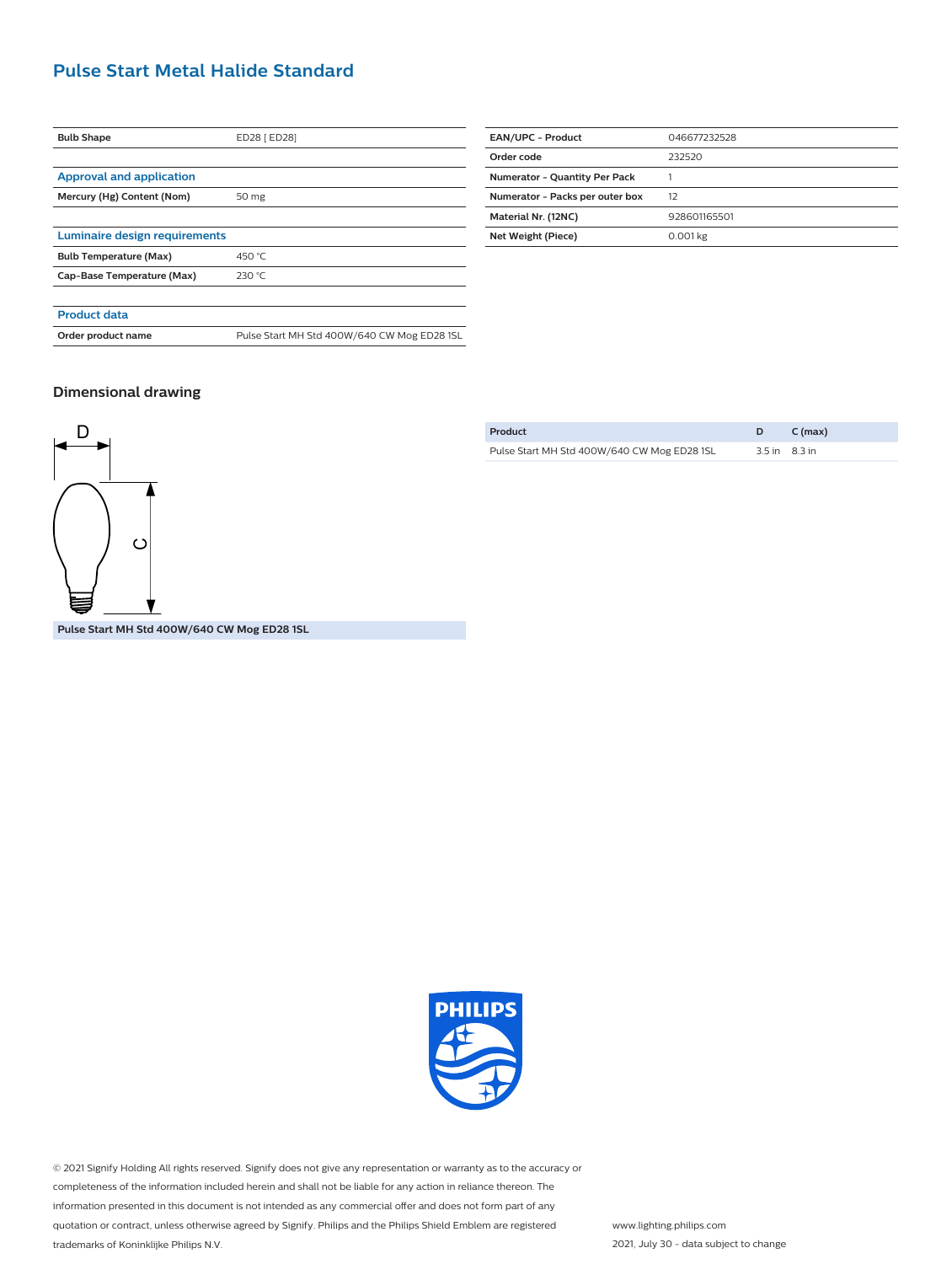## Pulse Start Metal Halide Standard

| | |
|---|---|
| **Bulb Shape** | ED28 [ ED28] |

### Approval and application

| | |
|---|---|
| **Mercury (Hg) Content (Nom)** | 50 mg |

### Luminaire design requirements

| | |
|---|---|
| **Bulb Temperature (Max)** | 450 °C |
| **Cap-Base Temperature (Max)** | 230 °C |

### Product data

| | |
|---|---|
| **Order product name** | Pulse Start MH Std 400W/640 CW Mog ED28 1SL |

| | |
|---|---|
| **EAN/UPC - Product** | 046677232528 |
| **Order code** | 232520 |
| **Numerator - Quantity Per Pack** | 1 |
| **Numerator - Packs per outer box** | 12 |
| **Material Nr. (12NC)** | 928601165501 |
| **Net Weight (Piece)** | 0.001 kg |

### Dimensional drawing

D

C

**Pulse Start MH Std 400W/640 CW Mog ED28 1SL**

| Product | D | C (max) |
|---|---|---|
| Pulse Start MH Std 400W/640 CW Mog ED28 1SL | 3.5 in | 8.3 in |

© 2021 Signify Holding All rights reserved. Signify does not give any representation or warranty as to the accuracy or completeness of the information included herein and shall not be liable for any action in reliance thereon. The information presented in this document is not intended as any commercial offer and does not form part of any quotation or contract, unless otherwise agreed by Signify. Philips and the Philips Shield Emblem are registered trademarks of Koninklijke Philips N.V.

www.lighting.philips.com

2021, July 30 - data subject to change